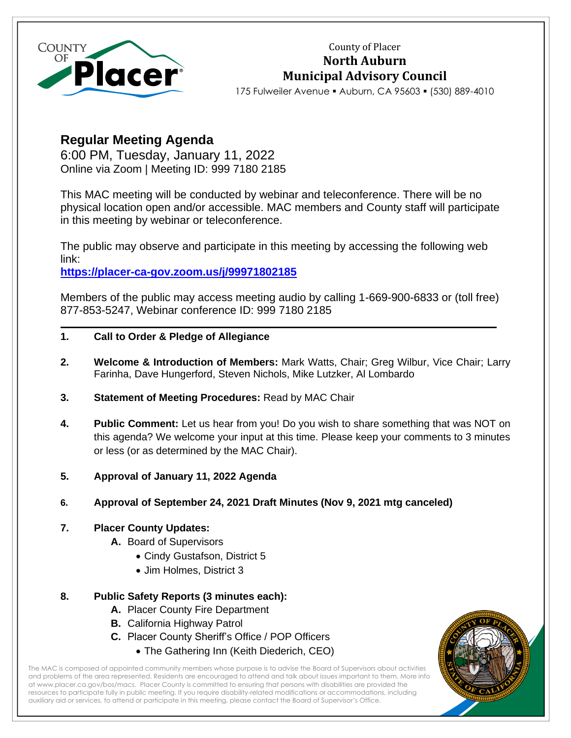County of Placer

**North Auburn**

**Municipal Advisory Council**

175 Fulweiler Avenue ▪ Auburn, CA 95603 ▪ (530) 889-4010

## Regular Meeting Agenda

6:00 PM, Tuesday, January 11, 2022

Online via Zoom | Meeting ID: 999 7180 2185

This MAC meeting will be conducted by webinar and teleconference. There will be no physical location open and/or accessible. MAC members and County staff will participate in this meeting by webinar or teleconference.

The public may observe and participate in this meeting by accessing the following web link:

**https://placer-ca-gov.zoom.us/j/99971802185**

Members of the public may access meeting audio by calling 1-669-900-6833 or (toll free) 877-853-5247, Webinar conference ID: 999 7180 2185

---

1. **Call to Order & Pledge of Allegiance**

2. **Welcome & Introduction of Members:** Mark Watts, Chair; Greg Wilbur, Vice Chair; Larry Farinha, Dave Hungerford, Steven Nichols, Mike Lutzker, Al Lombardo

3. **Statement of Meeting Procedures:** Read by MAC Chair

4. **Public Comment:** Let us hear from you! Do you wish to share something that was NOT on this agenda? We welcome your input at this time. Please keep your comments to 3 minutes or less (or as determined by the MAC Chair).

5. **Approval of January 11, 2022 Agenda**

6. **Approval of September 24, 2021 Draft Minutes (Nov 9, 2021 mtg canceled)**

7. **Placer County Updates:**
   - **A.** Board of Supervisors
     - Cindy Gustafson, District 5
     - Jim Holmes, District 3

8. **Public Safety Reports (3 minutes each):**
   - **A.** Placer County Fire Department
   - **B.** California Highway Patrol
   - **C.** Placer County Sheriff's Office / POP Officers
     - The Gathering Inn (Keith Diederich, CEO)

The MAC is composed of appointed community members whose purpose is to advise the Board of Supervisors about activities and problems of the area represented. Residents are encouraged to attend and talk about issues important to them. More info at www.placer.ca.gov/bos/macs. Placer County is committed to ensuring that persons with disabilities are provided the resources to participate fully in public meeting. If you require disability-related modifications or accommodations, including auxiliary aid or services, to attend or participate in this meeting, please contact the Board of Supervisor's Office.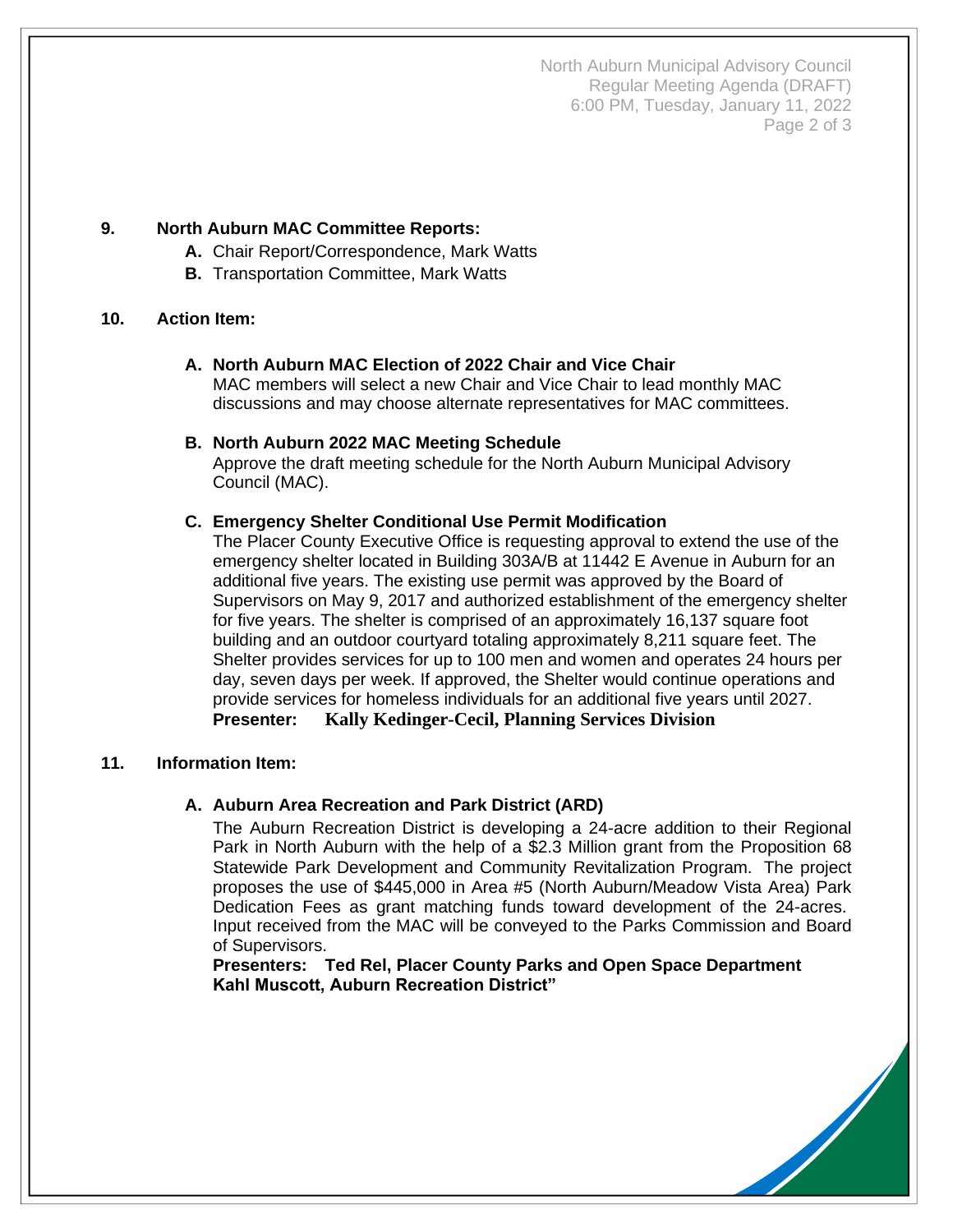**9. North Auburn MAC Committee Reports:**

- **A.** Chair Report/Correspondence, Mark Watts
- **B.** Transportation Committee, Mark Watts

**10. Action Item:**

**A. North Auburn MAC Election of 2022 Chair and Vice Chair**
MAC members will select a new Chair and Vice Chair to lead monthly MAC discussions and may choose alternate representatives for MAC committees.

**B. North Auburn 2022 MAC Meeting Schedule**
Approve the draft meeting schedule for the North Auburn Municipal Advisory Council (MAC).

**C. Emergency Shelter Conditional Use Permit Modification**
The Placer County Executive Office is requesting approval to extend the use of the emergency shelter located in Building 303A/B at 11442 E Avenue in Auburn for an additional five years. The existing use permit was approved by the Board of Supervisors on May 9, 2017 and authorized establishment of the emergency shelter for five years. The shelter is comprised of an approximately 16,137 square foot building and an outdoor courtyard totaling approximately 8,211 square feet. The Shelter provides services for up to 100 men and women and operates 24 hours per day, seven days per week. If approved, the Shelter would continue operations and provide services for homeless individuals for an additional five years until 2027.
**Presenter: Kally Kedinger-Cecil, Planning Services Division**

**11. Information Item:**

**A. Auburn Area Recreation and Park District (ARD)**
The Auburn Recreation District is developing a 24-acre addition to their Regional Park in North Auburn with the help of a $2.3 Million grant from the Proposition 68 Statewide Park Development and Community Revitalization Program. The project proposes the use of $445,000 in Area #5 (North Auburn/Meadow Vista Area) Park Dedication Fees as grant matching funds toward development of the 24-acres. Input received from the MAC will be conveyed to the Parks Commission and Board of Supervisors.
**Presenters: Ted Rel, Placer County Parks and Open Space Department**
**Kahl Muscott, Auburn Recreation District"**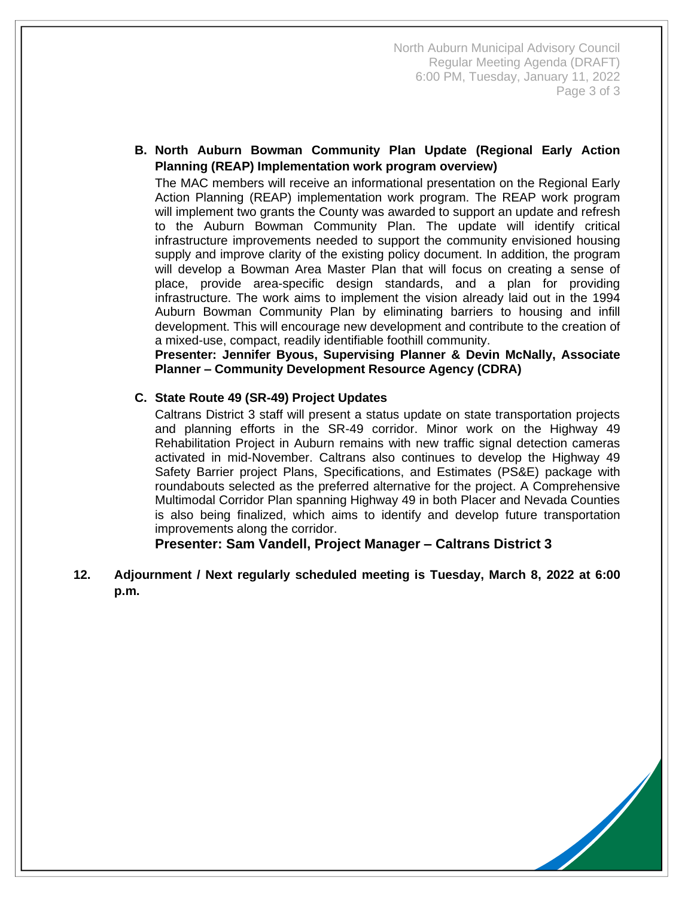**B. North Auburn Bowman Community Plan Update (Regional Early Action Planning (REAP) Implementation work program overview)**

The MAC members will receive an informational presentation on the Regional Early Action Planning (REAP) implementation work program. The REAP work program will implement two grants the County was awarded to support an update and refresh to the Auburn Bowman Community Plan. The update will identify critical infrastructure improvements needed to support the community envisioned housing supply and improve clarity of the existing policy document. In addition, the program will develop a Bowman Area Master Plan that will focus on creating a sense of place, provide area-specific design standards, and a plan for providing infrastructure. The work aims to implement the vision already laid out in the 1994 Auburn Bowman Community Plan by eliminating barriers to housing and infill development. This will encourage new development and contribute to the creation of a mixed-use, compact, readily identifiable foothill community.

**Presenter: Jennifer Byous, Supervising Planner & Devin McNally, Associate Planner – Community Development Resource Agency (CDRA)**

**C. State Route 49 (SR-49) Project Updates**

Caltrans District 3 staff will present a status update on state transportation projects and planning efforts in the SR-49 corridor. Minor work on the Highway 49 Rehabilitation Project in Auburn remains with new traffic signal detection cameras activated in mid-November. Caltrans also continues to develop the Highway 49 Safety Barrier project Plans, Specifications, and Estimates (PS&E) package with roundabouts selected as the preferred alternative for the project. A Comprehensive Multimodal Corridor Plan spanning Highway 49 in both Placer and Nevada Counties is also being finalized, which aims to identify and develop future transportation improvements along the corridor.

**Presenter: Sam Vandell, Project Manager – Caltrans District 3**

**12. Adjournment / Next regularly scheduled meeting is Tuesday, March 8, 2022 at 6:00 p.m.**